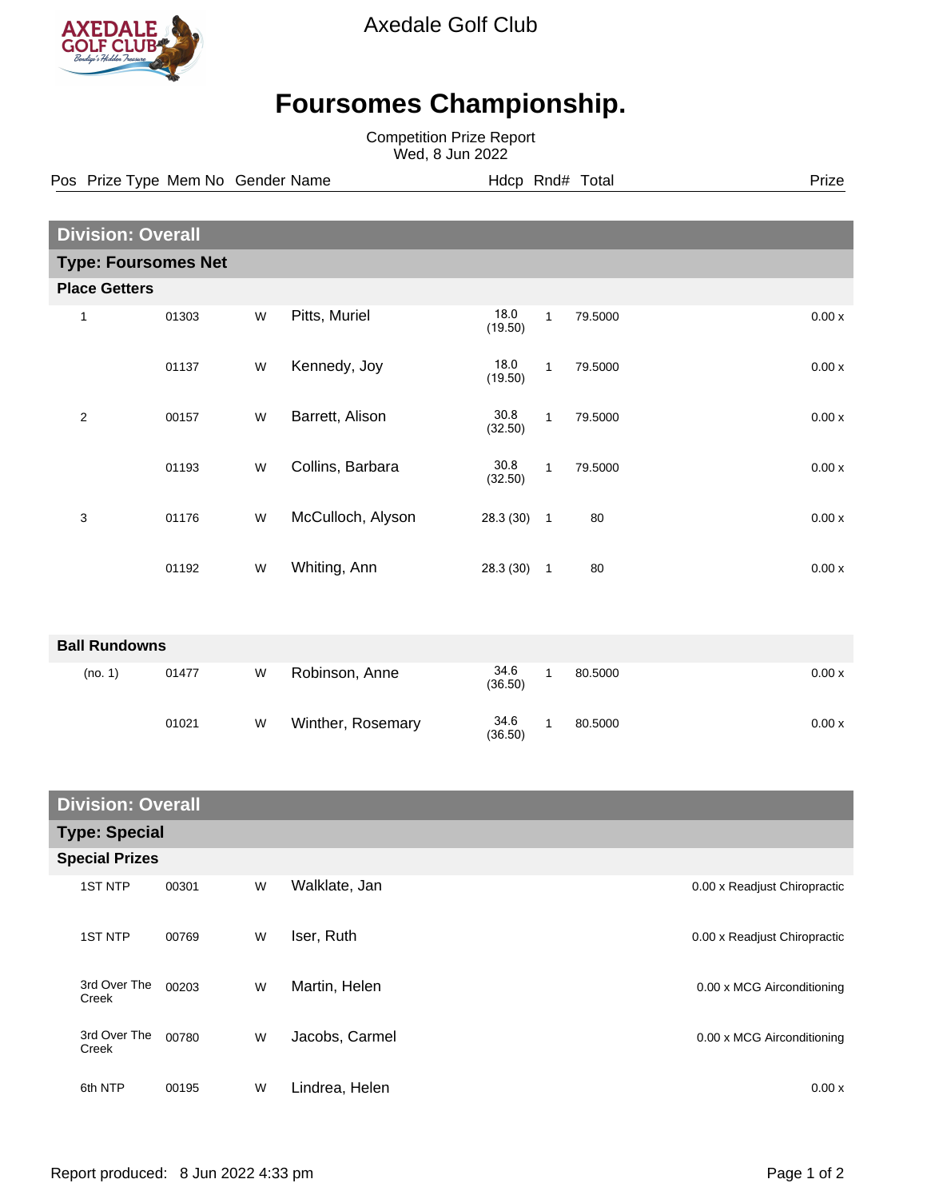Axedale Golf Club

# Foursomes Championship.

Competition Prize Report
Wed, 8 Jun 2022

## Division: Overall

### Type: Foursomes Net

#### Place Getters

| Pos | Prize Type | Mem No | Gender | Name | Hdcp | Rnd# | Total | Prize |
|---|---|---|---|---|---|---|---|---|
| 1 | | 01303 | W | Pitts, Muriel | 18.0 (19.50) | 1 | 79.5000 | 0.00 x |
| | | 01137 | W | Kennedy, Joy | 18.0 (19.50) | 1 | 79.5000 | 0.00 x |
| 2 | | 00157 | W | Barrett, Alison | 30.8 (32.50) | 1 | 79.5000 | 0.00 x |
| | | 01193 | W | Collins, Barbara | 30.8 (32.50) | 1 | 79.5000 | 0.00 x |
| 3 | | 01176 | W | McCulloch, Alyson | 28.3 (30) | 1 | 80 | 0.00 x |
| | | 01192 | W | Whiting, Ann | 28.3 (30) | 1 | 80 | 0.00 x |

#### Ball Rundowns

| Pos | Prize Type | Mem No | Gender | Name | Hdcp | Rnd# | Total | Prize |
|---|---|---|---|---|---|---|---|---|
| (no. 1) | | 01477 | W | Robinson, Anne | 34.6 (36.50) | 1 | 80.5000 | 0.00 x |
| | | 01021 | W | Winther, Rosemary | 34.6 (36.50) | 1 | 80.5000 | 0.00 x |

## Division: Overall

### Type: Special

#### Special Prizes

| Pos | Prize Type | Mem No | Gender | Name | Hdcp | Rnd# | Total | Prize |
|---|---|---|---|---|---|---|---|---|
| | 1ST NTP | 00301 | W | Walklate, Jan | | | | 0.00 x Readjust Chiropractic |
| | 1ST NTP | 00769 | W | Iser, Ruth | | | | 0.00 x Readjust Chiropractic |
| | 3rd Over The Creek | 00203 | W | Martin, Helen | | | | 0.00 x MCG Airconditioning |
| | 3rd Over The Creek | 00780 | W | Jacobs, Carmel | | | | 0.00 x MCG Airconditioning |
| | 6th NTP | 00195 | W | Lindrea, Helen | | | | 0.00 x |

Report produced: 8 Jun 2022 4:33 pm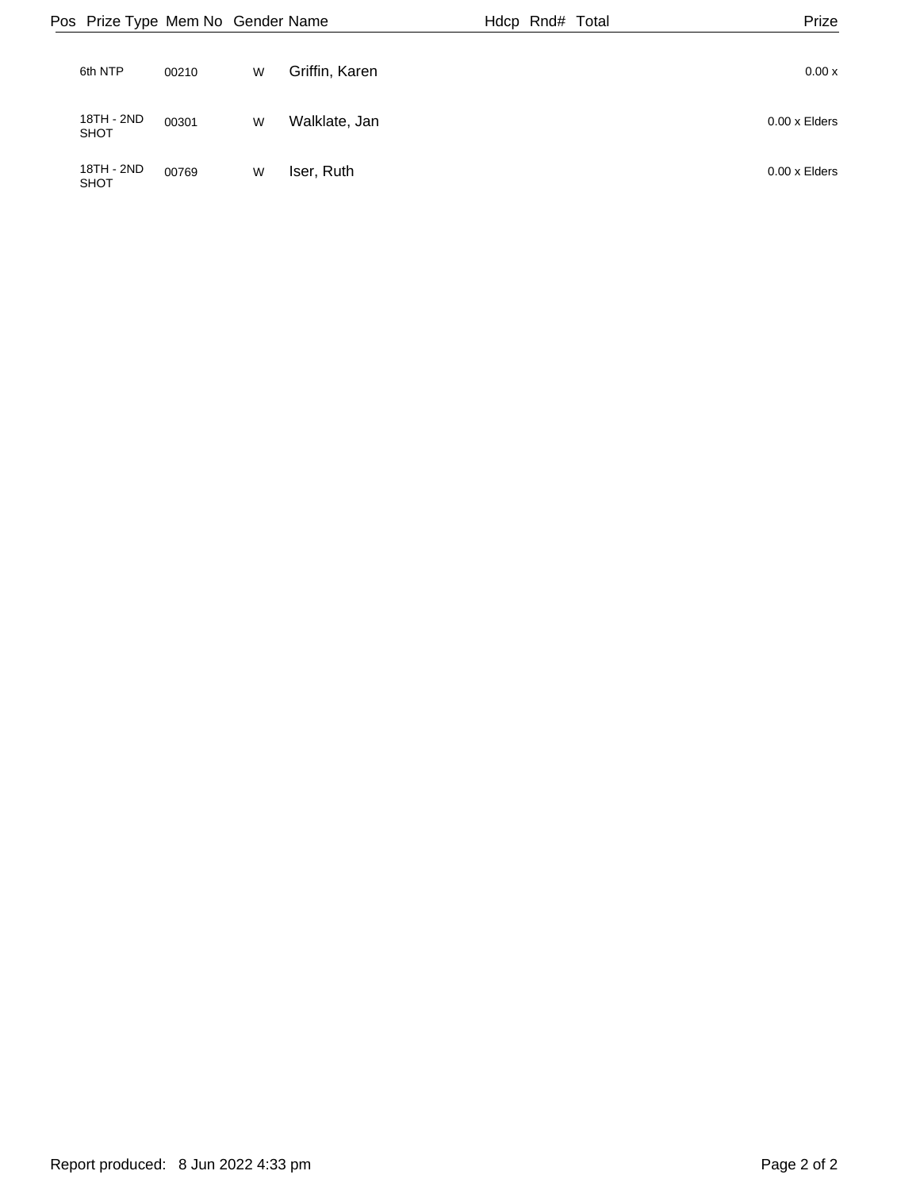| Pos | Prize Type | Mem No | Gender | Name | Hdcp | Rnd# | Total | Prize |
|---|---|---|---|---|---|---|---|---|
| | 6th NTP | 00210 | W | Griffin, Karen | | | | 0.00 x |
| | 18TH - 2ND SHOT | 00301 | W | Walklate, Jan | | | | 0.00 x Elders |
| | 18TH - 2ND SHOT | 00769 | W | Iser, Ruth | | | | 0.00 x Elders |

Report produced: 8 Jun 2022 4:33 pm